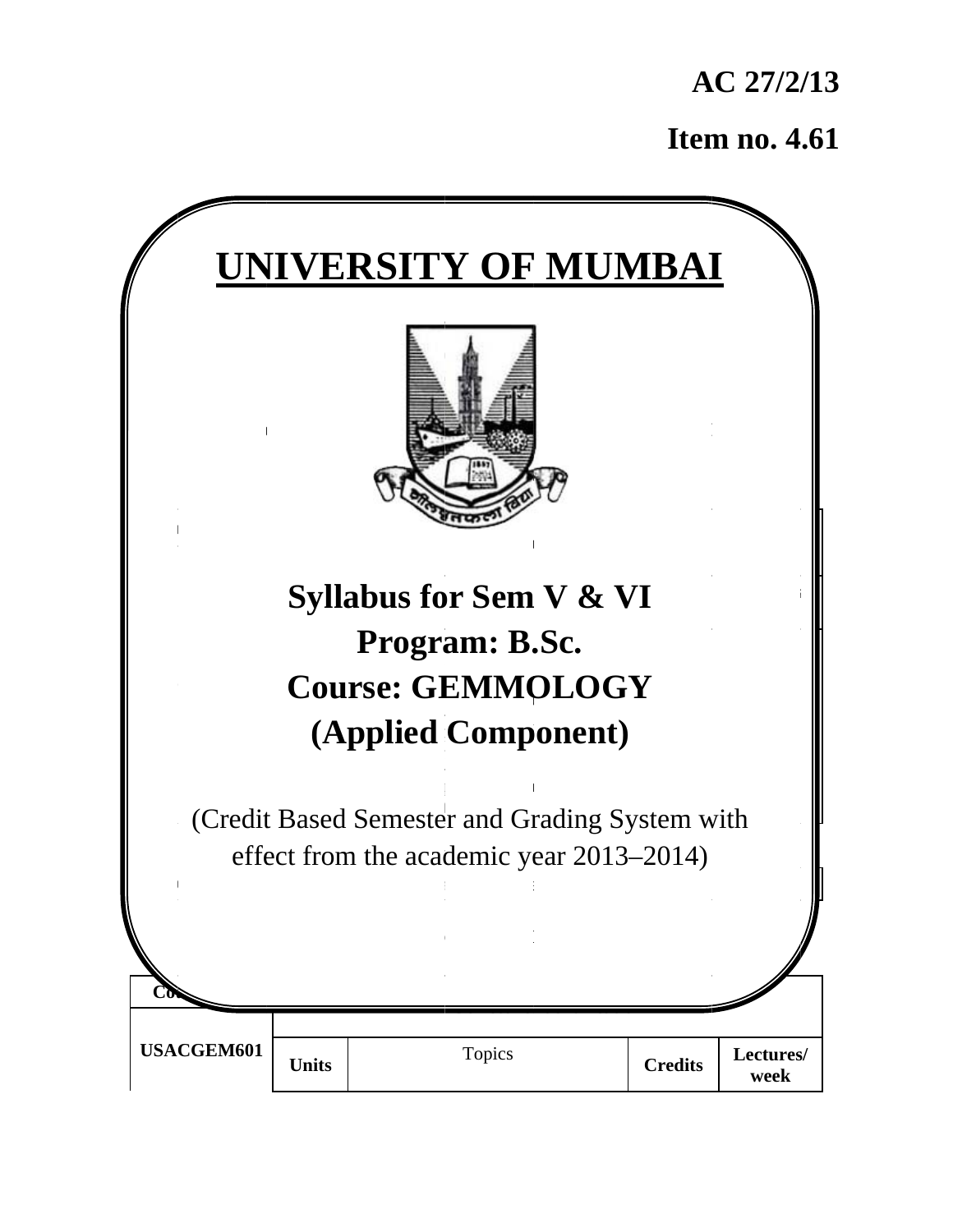**AC 27/2/13**

**Item no. 4.61**

# UNIVERSITY OF MUMBAI

## Syllabus for Sem V & VI
## Program: B.Sc.
## Course: GEMMOLOGY
## (Applied Component)

(Credit Based Semester and Grading System with effect from the academic year 2013–2014)

| Co | | | | |
|---|---|---|---|---|
| USACGEM601 | Units | Topics | Credits | Lectures/ week |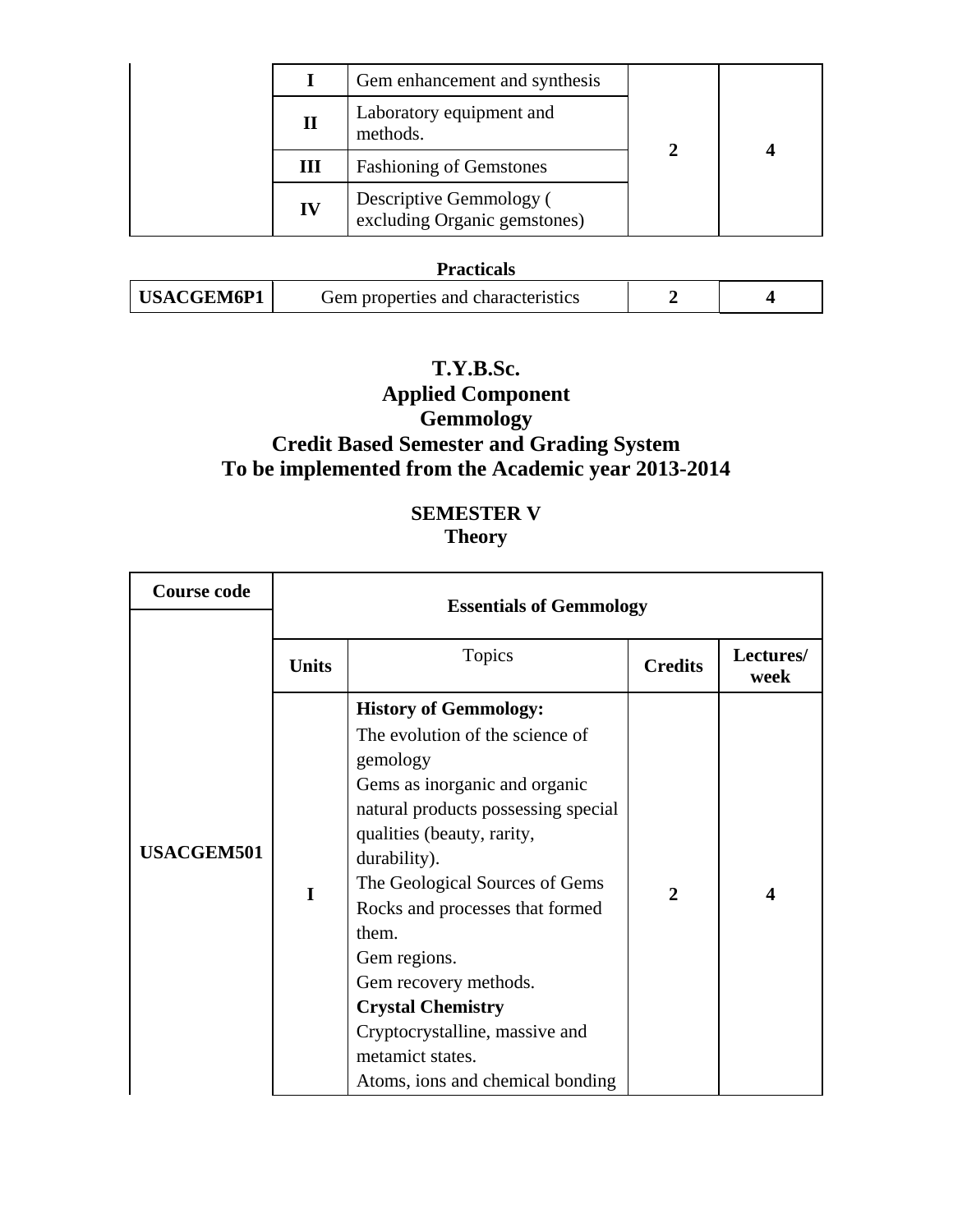| | Units | Topics | Credits | Lectures/week |
|---|---|---|---|---|
| | I | Gem enhancement and synthesis | 2 | 4 |
| | II | Laboratory equipment and methods. | | |
| | III | Fashioning of Gemstones | | |
| | IV | Descriptive Gemmology ( excluding Organic gemstones) | | |

**Practicals**

| | | | |
|---|---|---|---|
| **USACGEM6P1** | Gem properties and characteristics | **2** | **4** |

# T.Y.B.Sc.
# Applied Component
# Gemmology
# Credit Based Semester and Grading System
# To be implemented from the Academic year 2013-2014

## SEMESTER V
## Theory

| Course code | Essentials of Gemmology | | | |
|---|---|---|---|---|
| | **Units** | Topics | **Credits** | **Lectures/ week** |
| **USACGEM501** | **I** | **History of Gemmology:**<br>The evolution of the science of gemology<br>Gems as inorganic and organic natural products possessing special qualities (beauty, rarity, durability).<br>The Geological Sources of Gems<br>Rocks and processes that formed them.<br>Gem regions.<br>Gem recovery methods.<br>**Crystal Chemistry**<br>Cryptocrystalline, massive and metamict states.<br>Atoms, ions and chemical bonding | **2** | **4** |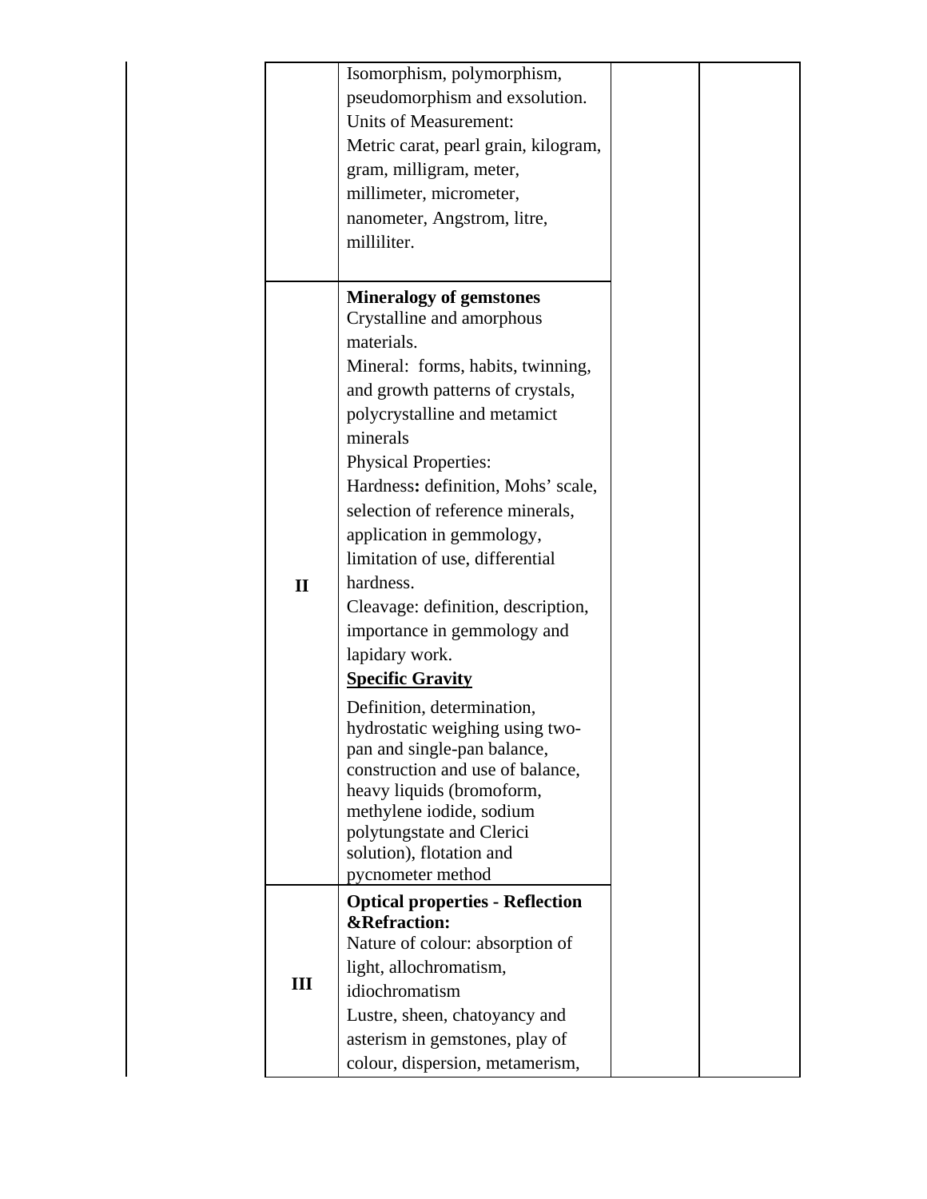| | | | |
|---|---|---|---|
| | Isomorphism, polymorphism, pseudomorphism and exsolution.<br>Units of Measurement:<br>Metric carat, pearl grain, kilogram, gram, milligram, meter, millimeter, micrometer, nanometer, Angstrom, litre, milliliter. | | |
| **II** | **Mineralogy of gemstones**<br>Crystalline and amorphous materials.<br>Mineral: forms, habits, twinning, and growth patterns of crystals, polycrystalline and metamict minerals<br>Physical Properties:<br>Hardness**:** definition, Mohs' scale, selection of reference minerals, application in gemmology, limitation of use, differential hardness.<br>Cleavage: definition, description, importance in gemmology and lapidary work.<br>**Specific Gravity**<br>Definition, determination, hydrostatic weighing using two-pan and single-pan balance, construction and use of balance, heavy liquids (bromoform, methylene iodide, sodium polytungstate and Clerici solution), flotation and pycnometer method | | |
| **III** | **Optical properties - Reflection &Refraction:**<br>Nature of colour: absorption of light, allochromatism, idiochromatism<br>Lustre, sheen, chatoyancy and asterism in gemstones, play of colour, dispersion, metamerism, | | |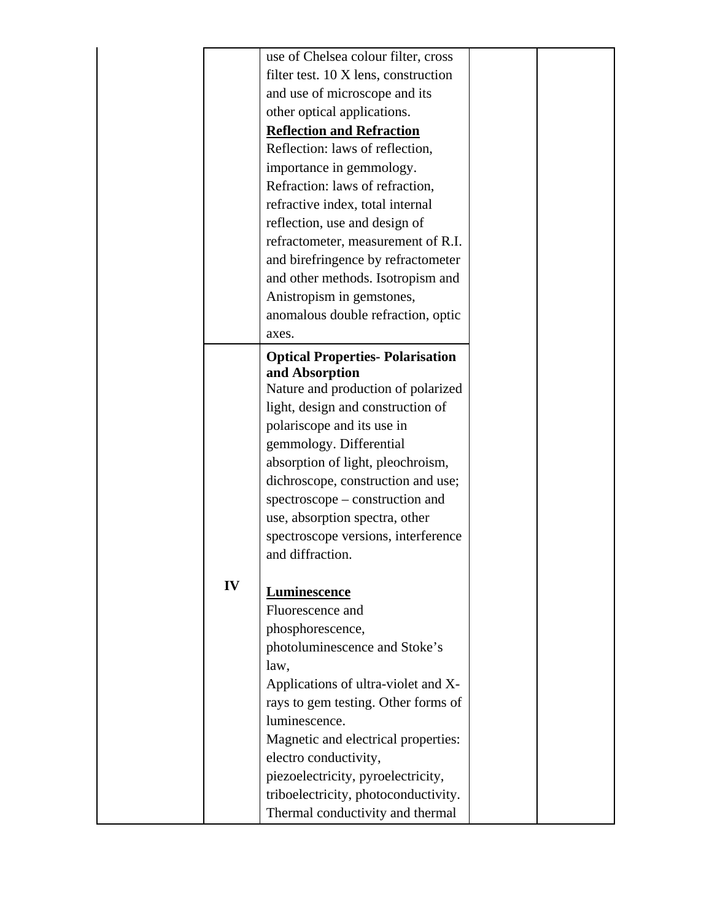| | | | | |
|---|---|---|---|---|
| | | use of Chelsea colour filter, cross filter test. 10 X lens, construction and use of microscope and its other optical applications.<br>**Reflection and Refraction**<br>Reflection: laws of reflection, importance in gemmology.<br>Refraction: laws of refraction, refractive index, total internal reflection, use and design of refractometer, measurement of R.I. and birefringence by refractometer and other methods. Isotropism and Anistropism in gemstones, anomalous double refraction, optic axes. | | |
| | **IV** | **Optical Properties- Polarisation and Absorption**<br>Nature and production of polarized light, design and construction of polariscope and its use in gemmology. Differential absorption of light, pleochroism, dichroscope, construction and use; spectroscope – construction and use, absorption spectra, other spectroscope versions, interference and diffraction.<br><br>**Luminescence**<br>Fluorescence and phosphorescence, photoluminescence and Stoke's law,<br>Applications of ultra-violet and X-rays to gem testing. Other forms of luminescence.<br>Magnetic and electrical properties: electro conductivity, piezoelectricity, pyroelectricity, triboelectricity, photoconductivity.<br>Thermal conductivity and thermal | | |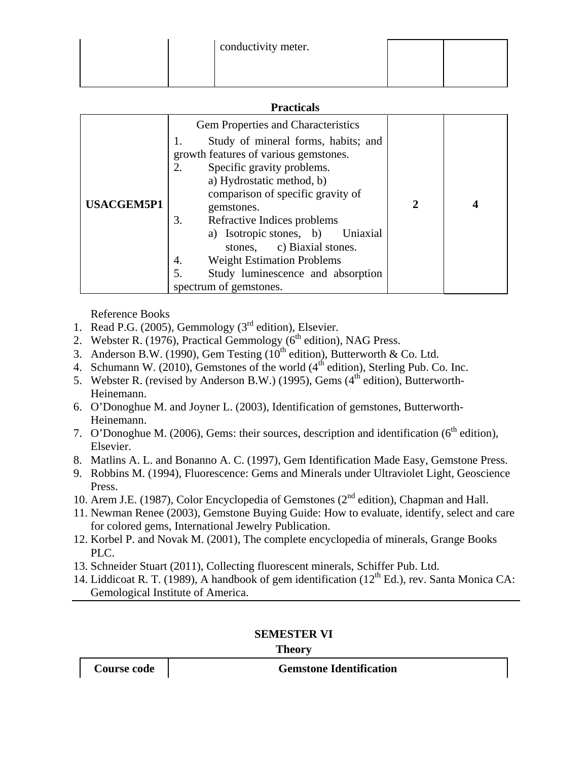| | | conductivity meter. | | |
|---|---|---|---|---|

**Practicals**

| | | | |
|---|---|---|---|
| **USACGEM5P1** | Gem Properties and Characteristics<br>1. Study of mineral forms, habits; and growth features of various gemstones.<br>2. Specific gravity problems.<br>a) Hydrostatic method, b) comparison of specific gravity of gemstones.<br>3. Refractive Indices problems<br>a) Isotropic stones, b) Uniaxial stones, c) Biaxial stones.<br>4. Weight Estimation Problems<br>5. Study luminescence and absorption spectrum of gemstones. | **2** | **4** |

Reference Books

1. Read P.G. (2005), Gemmology (3rd edition), Elsevier.
2. Webster R. (1976), Practical Gemmology (6th edition), NAG Press.
3. Anderson B.W. (1990), Gem Testing (10th edition), Butterworth & Co. Ltd.
4. Schumann W. (2010), Gemstones of the world (4th edition), Sterling Pub. Co. Inc.
5. Webster R. (revised by Anderson B.W.) (1995), Gems (4th edition), Butterworth-Heinemann.
6. O'Donoghue M. and Joyner L. (2003), Identification of gemstones, Butterworth-Heinemann.
7. O'Donoghue M. (2006), Gems: their sources, description and identification (6th edition), Elsevier.
8. Matlins A. L. and Bonanno A. C. (1997), Gem Identification Made Easy, Gemstone Press.
9. Robbins M. (1994), Fluorescence: Gems and Minerals under Ultraviolet Light, Geoscience Press.
10. Arem J.E. (1987), Color Encyclopedia of Gemstones (2nd edition), Chapman and Hall.
11. Newman Renee (2003), Gemstone Buying Guide: How to evaluate, identify, select and care for colored gems, International Jewelry Publication.
12. Korbel P. and Novak M. (2001), The complete encyclopedia of minerals, Grange Books PLC.
13. Schneider Stuart (2011), Collecting fluorescent minerals, Schiffer Pub. Ltd.
14. Liddicoat R. T. (1989), A handbook of gem identification (12th Ed.), rev. Santa Monica CA: Gemological Institute of America.

---

**SEMESTER VI**

**Theory**

| **Course code** | **Gemstone Identification** |
|---|---|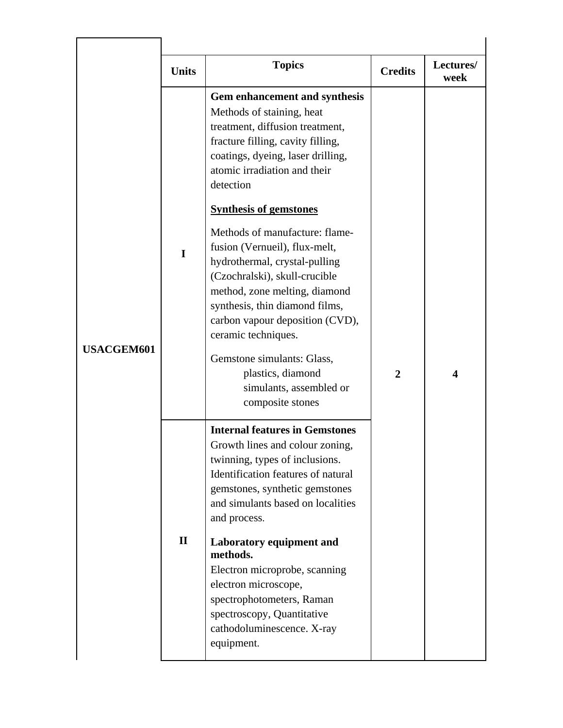| | Units | Topics | Credits | Lectures/ week |
|---|---|---|---|---|
| USACGEM601 | I | **Gem enhancement and synthesis** Methods of staining, heat treatment, diffusion treatment, fracture filling, cavity filling, coatings, dyeing, laser drilling, atomic irradiation and their detection<br><br>**<u>Synthesis of gemstones</u>**<br><br>Methods of manufacture: flame-fusion (Vernueil), flux-melt, hydrothermal, crystal-pulling (Czochralski), skull-crucible method, zone melting, diamond synthesis, thin diamond films, carbon vapour deposition (CVD), ceramic techniques.<br><br>Gemstone simulants: Glass, plastics, diamond simulants, assembled or composite stones | 2 | 4 |
| | II | **Internal features in Gemstones** Growth lines and colour zoning, twinning, types of inclusions. Identification features of natural gemstones, synthetic gemstones and simulants based on localities and process.<br><br>**Laboratory equipment and methods.** Electron microprobe, scanning electron microscope, spectrophotometers, Raman spectroscopy, Quantitative cathodoluminescence. X-ray equipment. | | |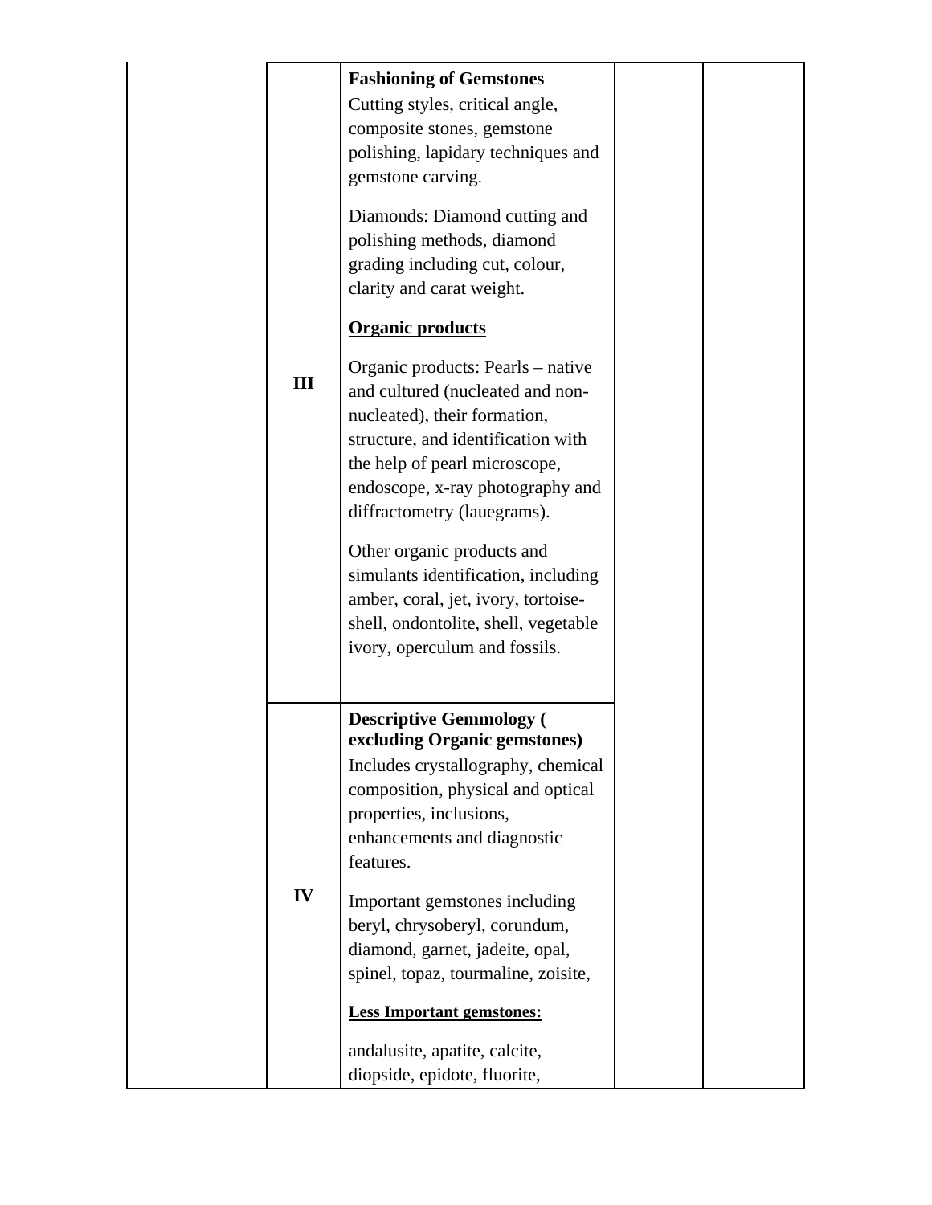| | | | | |
|---|---|---|---|---|
| | III | **Fashioning of Gemstones**<br>Cutting styles, critical angle, composite stones, gemstone polishing, lapidary techniques and gemstone carving.<br><br>Diamonds: Diamond cutting and polishing methods, diamond grading including cut, colour, clarity and carat weight.<br><br>**<u>Organic products</u>**<br><br>Organic products: Pearls – native and cultured (nucleated and non-nucleated), their formation, structure, and identification with the help of pearl microscope, endoscope, x-ray photography and diffractometry (lauegrams).<br><br>Other organic products and simulants identification, including amber, coral, jet, ivory, tortoise-shell, ondontolite, shell, vegetable ivory, operculum and fossils. | | |
| | IV | **Descriptive Gemmology ( excluding Organic gemstones)**<br>Includes crystallography, chemical composition, physical and optical properties, inclusions, enhancements and diagnostic features.<br><br>Important gemstones including beryl, chrysoberyl, corundum, diamond, garnet, jadeite, opal, spinel, topaz, tourmaline, zoisite,<br><br>**<u>Less Important gemstones:</u>**<br><br>andalusite, apatite, calcite, diopside, epidote, fluorite, | | |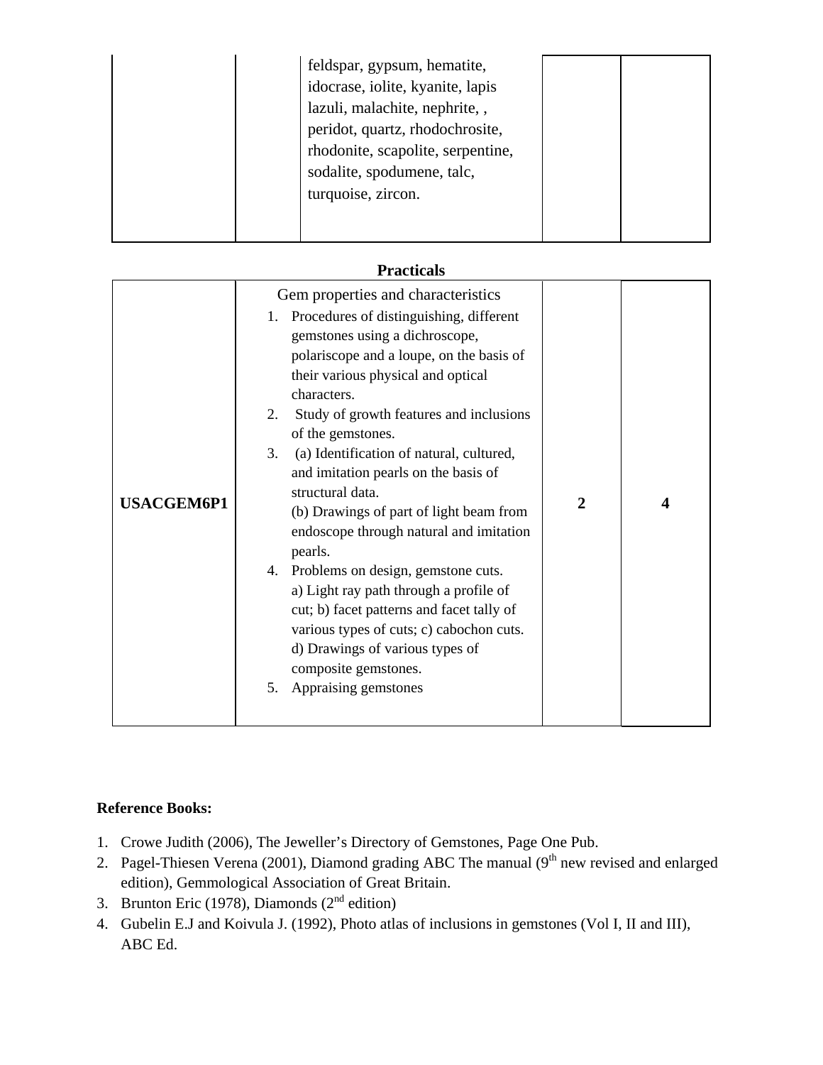| | | feldspar, gypsum, hematite, idocrase, iolite, kyanite, lapis lazuli, malachite, nephrite, , peridot, quartz, rhodochrosite, rhodonite, scapolite, serpentine, sodalite, spodumene, talc, turquoise, zircon. | | |
|---|---|---|---|---|

**Practicals**

| | | | |
|---|---|---|---|
| **USACGEM6P1** | Gem properties and characteristics<br>1. Procedures of distinguishing, different gemstones using a dichroscope, polariscope and a loupe, on the basis of their various physical and optical characters.<br>2. Study of growth features and inclusions of the gemstones.<br>3. (a) Identification of natural, cultured, and imitation pearls on the basis of structural data.<br>(b) Drawings of part of light beam from endoscope through natural and imitation pearls.<br>4. Problems on design, gemstone cuts.<br>a) Light ray path through a profile of cut; b) facet patterns and facet tally of various types of cuts; c) cabochon cuts.<br>d) Drawings of various types of composite gemstones.<br>5. Appraising gemstones | **2** | **4** |

**Reference Books:**

1. Crowe Judith (2006), The Jeweller's Directory of Gemstones, Page One Pub.
2. Pagel-Thiesen Verena (2001), Diamond grading ABC The manual (9th new revised and enlarged edition), Gemmological Association of Great Britain.
3. Brunton Eric (1978), Diamonds (2nd edition)
4. Gubelin E.J and Koivula J. (1992), Photo atlas of inclusions in gemstones (Vol I, II and III), ABC Ed.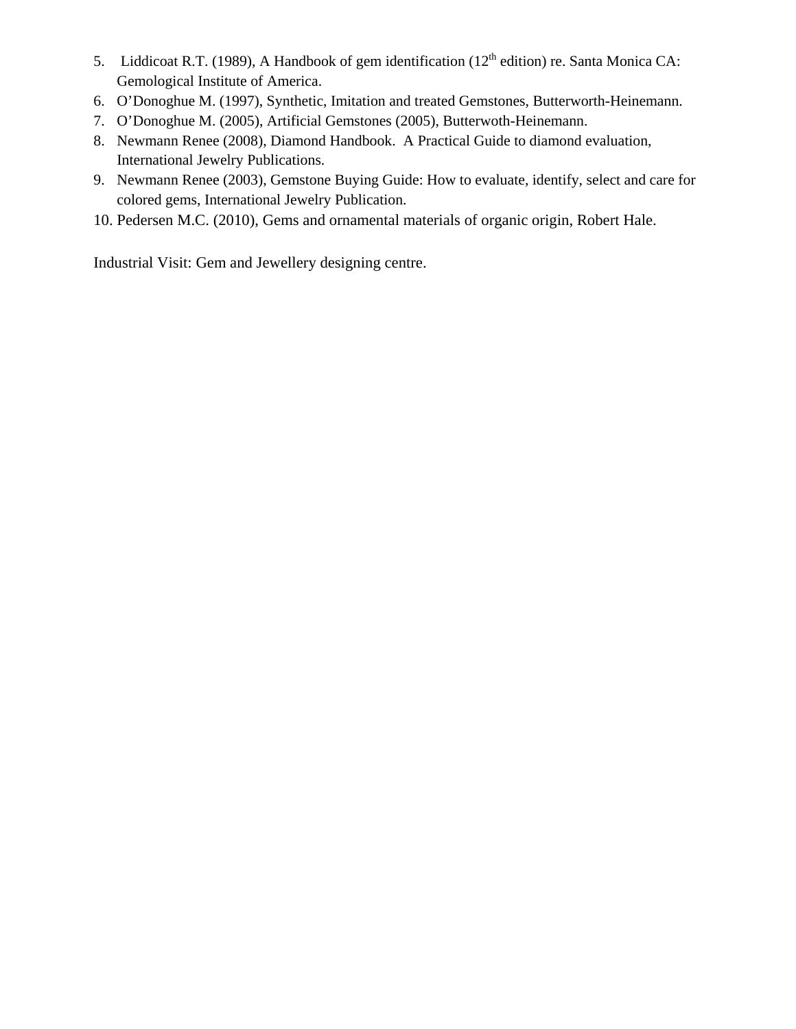5. Liddicoat R.T. (1989), A Handbook of gem identification (12th edition) re. Santa Monica CA: Gemological Institute of America.
6. O'Donoghue M. (1997), Synthetic, Imitation and treated Gemstones, Butterworth-Heinemann.
7. O'Donoghue M. (2005), Artificial Gemstones (2005), Butterwoth-Heinemann.
8. Newmann Renee (2008), Diamond Handbook. A Practical Guide to diamond evaluation, International Jewelry Publications.
9. Newmann Renee (2003), Gemstone Buying Guide: How to evaluate, identify, select and care for colored gems, International Jewelry Publication.
10. Pedersen M.C. (2010), Gems and ornamental materials of organic origin, Robert Hale.

Industrial Visit: Gem and Jewellery designing centre.